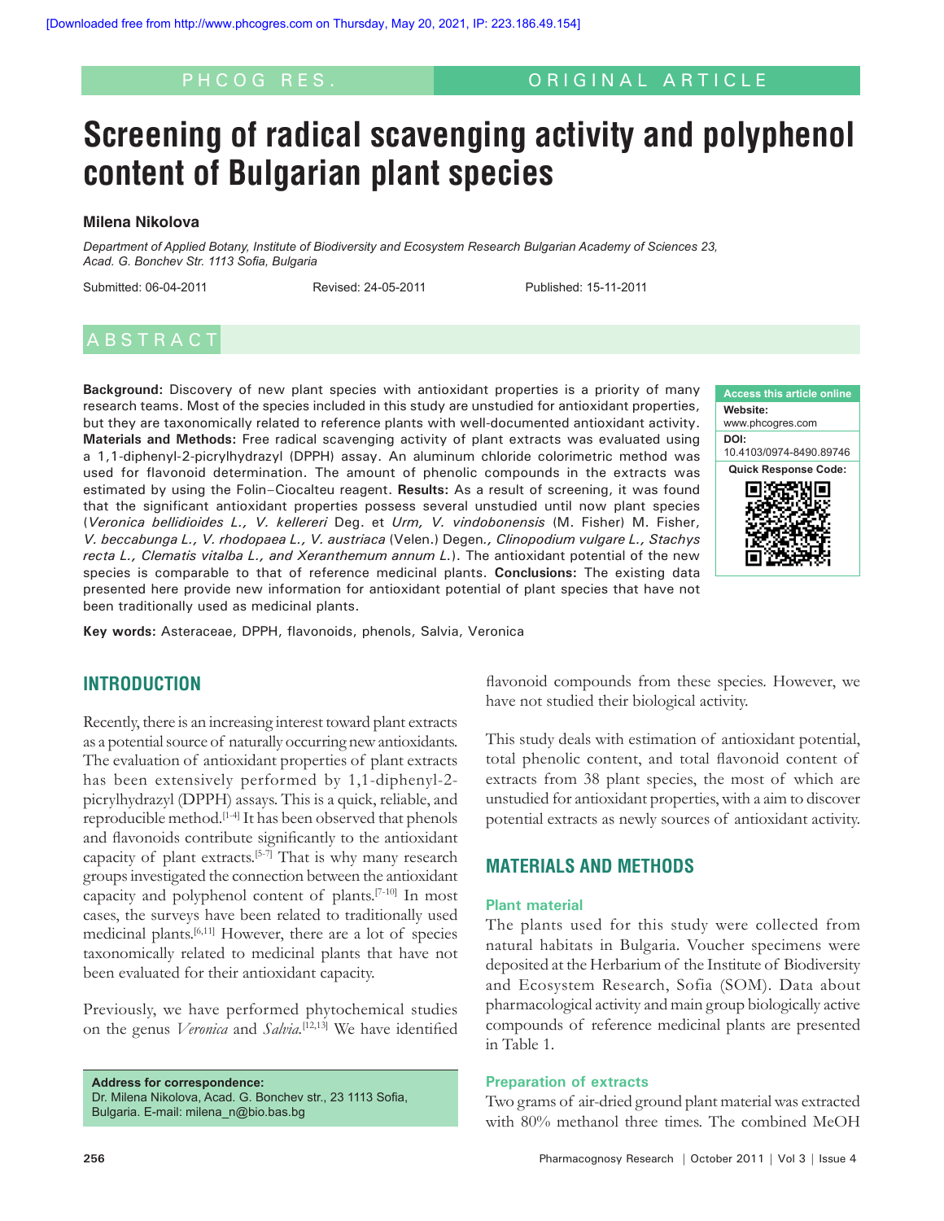# Screening of radical scavenging activity and polyphenol content of Bulgarian plant species

**Milena Nikolova**

*Department of Applied Botany, Institute of Biodiversity and Ecosystem Research Bulgarian Academy of Sciences 23, Acad. G. Bonchev Str. 1113 Sofia, Bulgaria*

Submitted: 06-04-2011 Revised: 24-05-2011 Published: 15-11-2011

## ABSTRACT

**Background:** Discovery of new plant species with antioxidant properties is a priority of many research teams. Most of the species included in this study are unstudied for antioxidant properties, but they are taxonomically related to reference plants with well-documented antioxidant activity. **Materials and Methods:** Free radical scavenging activity of plant extracts was evaluated using a 1,1-diphenyl-2-picrylhydrazyl (DPPH) assay. An aluminum chloride colorimetric method was used for flavonoid determination. The amount of phenolic compounds in the extracts was estimated by using the Folin–Ciocalteu reagent. **Results:** As a result of screening, it was found that the significant antioxidant properties possess several unstudied until now plant species (*Veronica bellidioides L., V. kellereri* Deg. et *Urm, V. vindobonensis* (M. Fisher) M. Fisher, *V. beccabunga L., V. rhodopaea L., V. austriaca* (Velen.) Degen*., Clinopodium vulgare L., Stachys recta L., Clematis vitalba L., and Xeranthemum annum L.*). The antioxidant potential of the new species is comparable to that of reference medicinal plants. **Conclusions:** The existing data presented here provide new information for antioxidant potential of plant species that have not been traditionally used as medicinal plants.

**Key words:** Asteraceae, DPPH, flavonoids, phenols, Salvia, Veronica

Access this article online
Website: www.phcogres.com
DOI: 10.4103/0974-8490.89746
Quick Response Code:

## INTRODUCTION

Recently, there is an increasing interest toward plant extracts as a potential source of naturally occurring new antioxidants. The evaluation of antioxidant properties of plant extracts has been extensively performed by 1,1-diphenyl-2-picrylhydrazyl (DPPH) assays. This is a quick, reliable, and reproducible method.[1-4] It has been observed that phenols and flavonoids contribute significantly to the antioxidant capacity of plant extracts.[5-7] That is why many research groups investigated the connection between the antioxidant capacity and polyphenol content of plants.[7-10] In most cases, the surveys have been related to traditionally used medicinal plants.[6,11] However, there are a lot of species taxonomically related to medicinal plants that have not been evaluated for their antioxidant capacity.

Previously, we have performed phytochemical studies on the genus *Veronica* and *Salvia*.[12,13] We have identified flavonoid compounds from these species. However, we have not studied their biological activity.

This study deals with estimation of antioxidant potential, total phenolic content, and total flavonoid content of extracts from 38 plant species, the most of which are unstudied for antioxidant properties, with a aim to discover potential extracts as newly sources of antioxidant activity.

## MATERIALS AND METHODS

### Plant material

The plants used for this study were collected from natural habitats in Bulgaria. Voucher specimens were deposited at the Herbarium of the Institute of Biodiversity and Ecosystem Research, Sofia (SOM). Data about pharmacological activity and main group biologically active compounds of reference medicinal plants are presented in Table 1.

### Preparation of extracts

Two grams of air-dried ground plant material was extracted with 80% methanol three times. The combined MeOH

**Address for correspondence:**
Dr. Milena Nikolova, Acad. G. Bonchev str., 23 1113 Sofia, Bulgaria. E-mail: milena_n@bio.bas.bg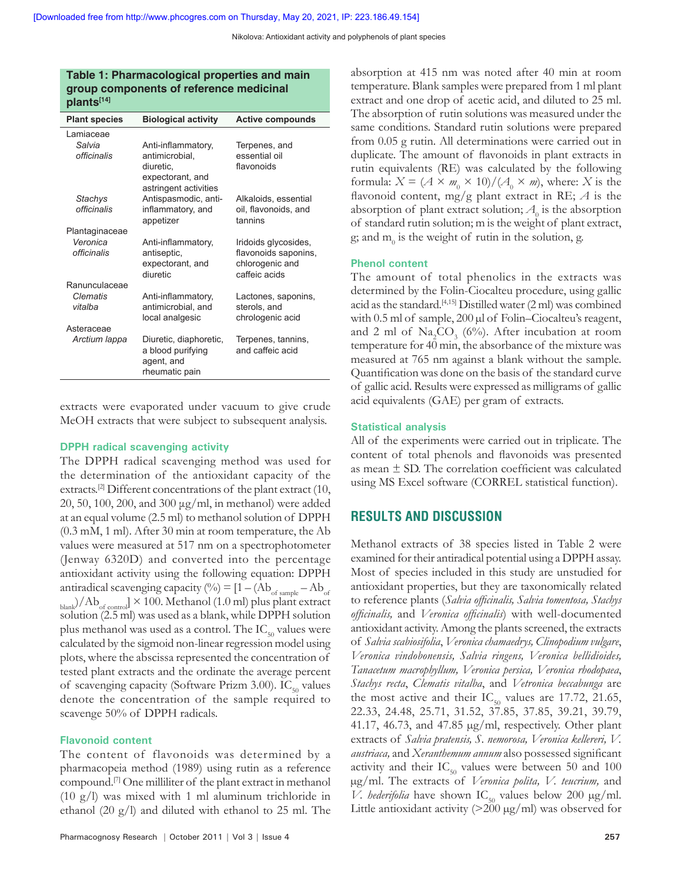**Table 1: Pharmacological properties and main group components of reference medicinal plants[14]**

| Plant species | Biological activity | Active compounds |
|---|---|---|
| Lamiaceae | | |
| *Salvia officinalis* | Anti-inflammatory, antimicrobial, diuretic, expectorant, and astringent activities | Terpenes, and essential oil flavonoids |
| *Stachys officinalis* | Antispasmodic, anti-inflammatory, and appetizer | Alkaloids, essential oil, flavonoids, and tannins |
| Plantaginaceae | | |
| *Veronica officinalis* | Anti-inflammatory, antiseptic, expectorant, and diuretic | Iridoids glycosides, flavonoids saponins, chlorogenic and caffeic acids |
| Ranunculaceae | | |
| *Clematis vitalba* | Anti-inflammatory, antimicrobial, and local analgesic | Lactones, saponins, sterols, and chrologenic acid |
| Asteraceae | | |
| *Arctium lappa* | Diuretic, diaphoretic, a blood purifying agent, and rheumatic pain | Terpenes, tannins, and caffeic acid |

extracts were evaporated under vacuum to give crude MeOH extracts that were subject to subsequent analysis.

### DPPH radical scavenging activity

The DPPH radical scavenging method was used for the determination of the antioxidant capacity of the extracts.[2] Different concentrations of the plant extract (10, 20, 50, 100, 200, and 300 μg/ml, in methanol) were added at an equal volume (2.5 ml) to methanol solution of DPPH (0.3 mM, 1 ml). After 30 min at room temperature, the Ab values were measured at 517 nm on a spectrophotometer (Jenway 6320D) and converted into the percentage antioxidant activity using the following equation: DPPH antiradical scavenging capacity (%) = $[1 - (Ab_{\text{of sample}} - Ab_{\text{of blank}})/Ab_{\text{of control}}] \times 100$. Methanol (1.0 ml) plus plant extract solution (2.5 ml) was used as a blank, while DPPH solution plus methanol was used as a control. The $IC_{50}$ values were calculated by the sigmoid non-linear regression model using plots, where the abscissa represented the concentration of tested plant extracts and the ordinate the average percent of scavenging capacity (Software Prizm 3.00). $IC_{50}$ values denote the concentration of the sample required to scavenge 50% of DPPH radicals.

### Flavonoid content

The content of flavonoids was determined by a pharmacopeia method (1989) using rutin as a reference compound.[7] One milliliter of the plant extract in methanol (10 g/l) was mixed with 1 ml aluminum trichloride in ethanol (20 g/l) and diluted with ethanol to 25 ml. The absorption at 415 nm was noted after 40 min at room temperature. Blank samples were prepared from 1 ml plant extract and one drop of acetic acid, and diluted to 25 ml. The absorption of rutin solutions was measured under the same conditions. Standard rutin solutions were prepared from 0.05 g rutin. All determinations were carried out in duplicate. The amount of flavonoids in plant extracts in rutin equivalents (RE) was calculated by the following formula: $X = (A \times m_0 \times 10)/(A_0 \times m)$, where: $X$ is the flavonoid content, mg/g plant extract in RE; $A$ is the absorption of plant extract solution; $A_0$ is the absorption of standard rutin solution; m is the weight of plant extract, g; and $m_0$ is the weight of rutin in the solution, g.

### Phenol content

The amount of total phenolics in the extracts was determined by the Folin-Ciocalteu procedure, using gallic acid as the standard.[4,15] Distilled water (2 ml) was combined with 0.5 ml of sample, 200 μl of Folin–Ciocalteu's reagent, and 2 ml of $Na_2CO_3$ (6%). After incubation at room temperature for 40 min, the absorbance of the mixture was measured at 765 nm against a blank without the sample. Quantification was done on the basis of the standard curve of gallic acid. Results were expressed as milligrams of gallic acid equivalents (GAE) per gram of extracts.

### Statistical analysis

All of the experiments were carried out in triplicate. The content of total phenols and flavonoids was presented as mean ± SD. The correlation coefficient was calculated using MS Excel software (CORREL statistical function).

## RESULTS AND DISCUSSION

Methanol extracts of 38 species listed in Table 2 were examined for their antiradical potential using a DPPH assay. Most of species included in this study are unstudied for antioxidant properties, but they are taxonomically related to reference plants (*Salvia officinalis, Salvia tomentosa, Stachys officinalis,* and *Veronica officinalis*) with well-documented antioxidant activity. Among the plants screened, the extracts of *Salvia scabiosifolia*, *Veronica chamaedrys, Clinopodium vulgare*, *Veronica vindobonensis, Salvia ringens, Veronica bellidioides, Tanacetum macrophyllum, Veronica persica, Veronica rhodopaea*, *Stachys recta*, *Clematis vitalba*, and *Vetronica beccabunga* are the most active and their $IC_{50}$ values are 17.72, 21.65, 22.33, 24.48, 25.71, 31.52, 37.85, 37.85, 39.21, 39.79, 41.17, 46.73, and 47.85 μg/ml, respectively. Other plant extracts of *Salvia pratensis, S. nemorosa, Veronica kellereri, V. austriaca,* and *Xeranthemum annum* also possessed significant activity and their $IC_{50}$ values were between 50 and 100 μg/ml. The extracts of *Veronica polita, V. teucrium,* and *V. hederifolia* have shown $IC_{50}$ values below 200 μg/ml. Little antioxidant activity (>200 μg/ml) was observed for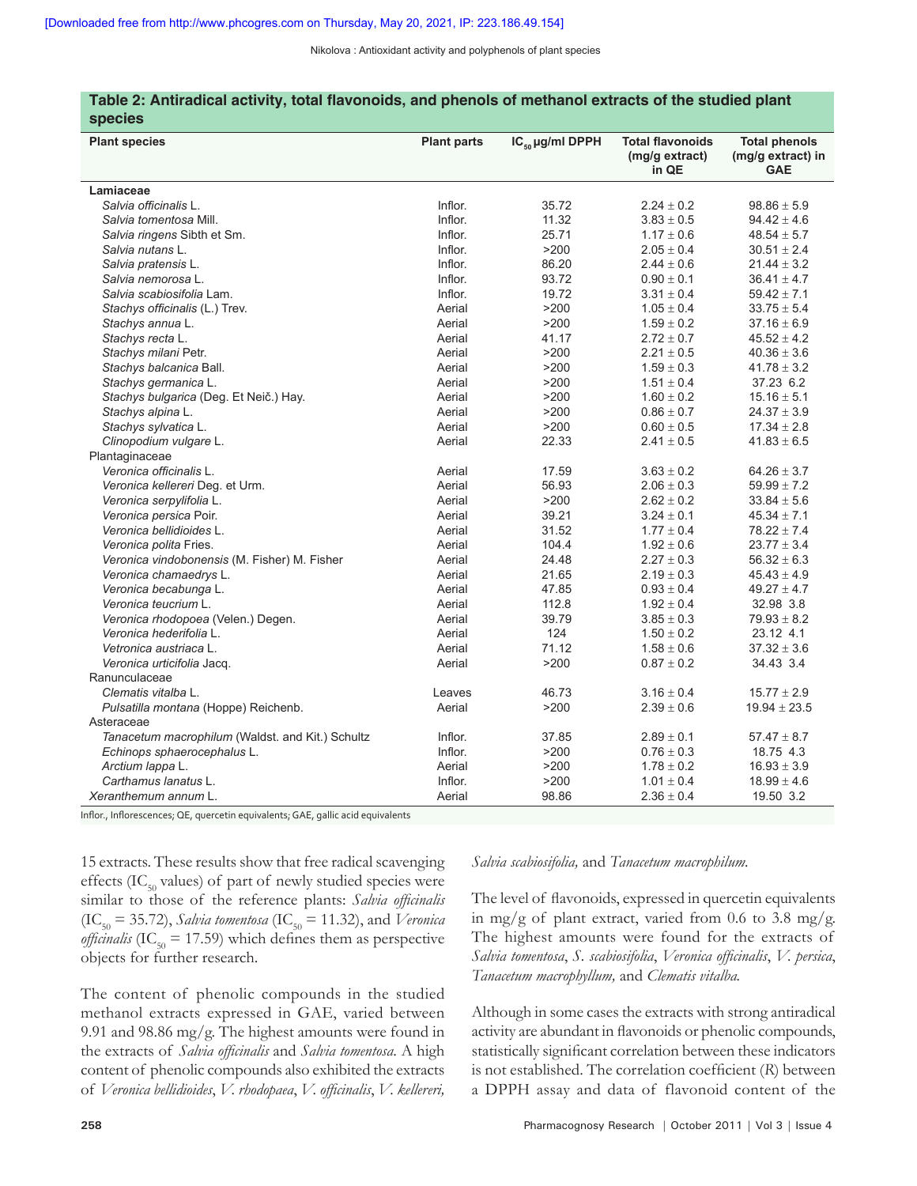**Table 2: Antiradical activity, total flavonoids, and phenols of methanol extracts of the studied plant species**

| Plant species | Plant parts | $IC_{50}$ μg/ml DPPH | Total flavonoids (mg/g extract) in QE | Total phenols (mg/g extract) in GAE |
|---|---|---|---|---|
| Lamiaceae | | | | |
| *Salvia officinalis* L. | Inflor. | 35.72 | 2.24 ± 0.2 | 98.86 ± 5.9 |
| *Salvia tomentosa* Mill. | Inflor. | 11.32 | 3.83 ± 0.5 | 94.42 ± 4.6 |
| *Salvia ringens* Sibth et Sm. | Inflor. | 25.71 | 1.17 ± 0.6 | 48.54 ± 5.7 |
| *Salvia nutans* L. | Inflor. | >200 | 2.05 ± 0.4 | 30.51 ± 2.4 |
| *Salvia pratensis* L. | Inflor. | 86.20 | 2.44 ± 0.6 | 21.44 ± 3.2 |
| *Salvia nemorosa* L. | Inflor. | 93.72 | 0.90 ± 0.1 | 36.41 ± 4.7 |
| *Salvia scabiosifolia* Lam. | Inflor. | 19.72 | 3.31 ± 0.4 | 59.42 ± 7.1 |
| *Stachys officinalis* (L.) Trev. | Aerial | >200 | 1.05 ± 0.4 | 33.75 ± 5.4 |
| *Stachys annua* L. | Aerial | >200 | 1.59 ± 0.2 | 37.16 ± 6.9 |
| *Stachys recta* L. | Aerial | 41.17 | 2.72 ± 0.7 | 45.52 ± 4.2 |
| *Stachys milani* Petr. | Aerial | >200 | 2.21 ± 0.5 | 40.36 ± 3.6 |
| *Stachys balcanica* Ball. | Aerial | >200 | 1.59 ± 0.3 | 41.78 ± 3.2 |
| *Stachys germanica* L. | Aerial | >200 | 1.51 ± 0.4 | 37.23 6.2 |
| *Stachys bulgarica* (Deg. Et Neič.) Hay. | Aerial | >200 | 1.60 ± 0.2 | 15.16 ± 5.1 |
| *Stachys alpina* L. | Aerial | >200 | 0.86 ± 0.7 | 24.37 ± 3.9 |
| *Stachys sylvatica* L. | Aerial | >200 | 0.60 ± 0.5 | 17.34 ± 2.8 |
| *Clinopodium vulgare* L. | Aerial | 22.33 | 2.41 ± 0.5 | 41.83 ± 6.5 |
| Plantaginaceae | | | | |
| *Veronica officinalis* L. | Aerial | 17.59 | 3.63 ± 0.2 | 64.26 ± 3.7 |
| *Veronica kellereri* Deg. et Urm. | Aerial | 56.93 | 2.06 ± 0.3 | 59.99 ± 7.2 |
| *Veronica serpylifolia* L. | Aerial | >200 | 2.62 ± 0.2 | 33.84 ± 5.6 |
| *Veronica persica* Poir. | Aerial | 39.21 | 3.24 ± 0.1 | 45.34 ± 7.1 |
| *Veronica bellidioides* L. | Aerial | 31.52 | 1.77 ± 0.4 | 78.22 ± 7.4 |
| *Veronica polita* Fries. | Aerial | 104.4 | 1.92 ± 0.6 | 23.77 ± 3.4 |
| *Veronica vindobonensis* (M. Fisher) M. Fisher | Aerial | 24.48 | 2.27 ± 0.3 | 56.32 ± 6.3 |
| *Veronica chamaedrys* L. | Aerial | 21.65 | 2.19 ± 0.3 | 45.43 ± 4.9 |
| *Veronica becabunga* L. | Aerial | 47.85 | 0.93 ± 0.4 | 49.27 ± 4.7 |
| *Veronica teucrium* L. | Aerial | 112.8 | 1.92 ± 0.4 | 32.98 3.8 |
| *Veronica rhodopoea* (Velen.) Degen. | Aerial | 39.79 | 3.85 ± 0.3 | 79.93 ± 8.2 |
| *Veronica hederifolia* L. | Aerial | 124 | 1.50 ± 0.2 | 23.12 4.1 |
| *Vetronica austriaca* L. | Aerial | 71.12 | 1.58 ± 0.6 | 37.32 ± 3.6 |
| *Veronica urticifolia* Jacq. | Aerial | >200 | 0.87 ± 0.2 | 34.43 3.4 |
| Ranunculaceae | | | | |
| *Clematis vitalba* L. | Leaves | 46.73 | 3.16 ± 0.4 | 15.77 ± 2.9 |
| *Pulsatilla montana* (Hoppe) Reichenb. | Aerial | >200 | 2.39 ± 0.6 | 19.94 ± 23.5 |
| Asteraceae | | | | |
| *Tanacetum macrophilum* (Waldst. and Kit.) Schultz | Inflor. | 37.85 | 2.89 ± 0.1 | 57.47 ± 8.7 |
| *Echinops sphaerocephalus* L. | Inflor. | >200 | 0.76 ± 0.3 | 18.75 4.3 |
| *Arctium lappa* L. | Aerial | >200 | 1.78 ± 0.2 | 16.93 ± 3.9 |
| *Carthamus lanatus* L. | Inflor. | >200 | 1.01 ± 0.4 | 18.99 ± 4.6 |
| *Xeranthemum annum* L. | Aerial | 98.86 | 2.36 ± 0.4 | 19.50 3.2 |

Inflor., Inflorescences; QE, quercetin equivalents; GAE, gallic acid equivalents

15 extracts. These results show that free radical scavenging effects ($IC_{50}$ values) of part of newly studied species were similar to those of the reference plants: *Salvia officinalis* ($IC_{50}$ = 35.72), *Salvia tomentosa* ($IC_{50}$ = 11.32), and *Veronica officinalis* ($IC_{50}$ = 17.59) which defines them as perspective objects for further research.

The content of phenolic compounds in the studied methanol extracts expressed in GAE, varied between 9.91 and 98.86 mg/g. The highest amounts were found in the extracts of *Salvia officinalis* and *Salvia tomentosa*. A high content of phenolic compounds also exhibited the extracts of *Veronica bellidioides*, *V. rhodopaea*, *V. officinalis*, *V. kellereri*, *Salvia scabiosifolia,* and *Tanacetum macrophilum.*

The level of flavonoids, expressed in quercetin equivalents in mg/g of plant extract, varied from 0.6 to 3.8 mg/g. The highest amounts were found for the extracts of *Salvia tomentosa*, *S. scabiosifolia*, *Veronica officinalis*, *V. persica*, *Tanacetum macrophyllum,* and *Clematis vitalba.*

Although in some cases the extracts with strong antiradical activity are abundant in flavonoids or phenolic compounds, statistically significant correlation between these indicators is not established. The correlation coefficient ($R$) between a DPPH assay and data of flavonoid content of the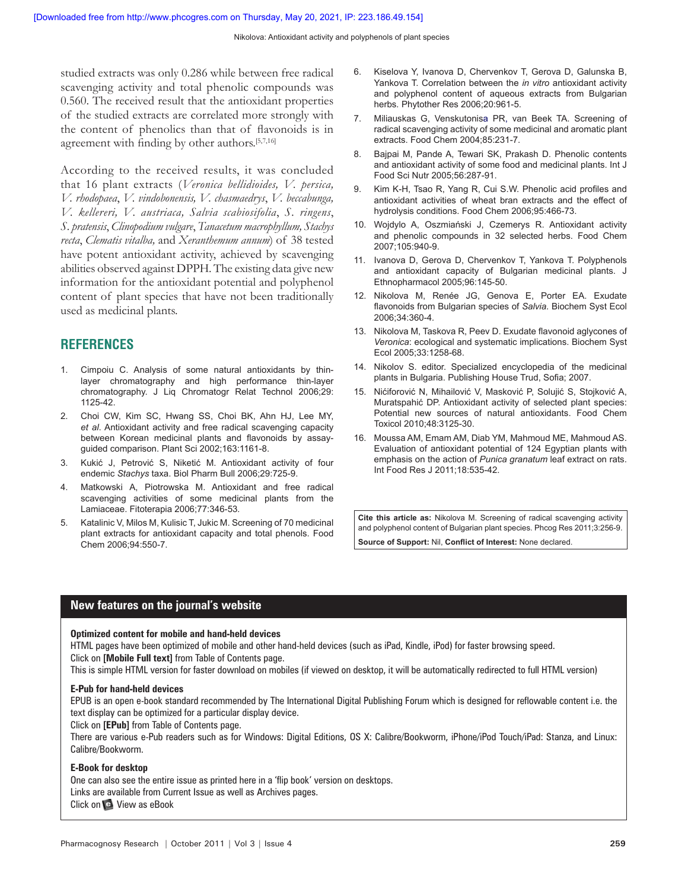studied extracts was only 0.286 while between free radical scavenging activity and total phenolic compounds was 0.560. The received result that the antioxidant properties of the studied extracts are correlated more strongly with the content of phenolics than that of flavonoids is in agreement with finding by other authors.[5,7,16]

According to the received results, it was concluded that 16 plant extracts (*Veronica bellidioides, V. persica, V. rhodopaea*, *V. vindobonensis, V. chasmaedrys*, *V. beccabunga, V. kellereri, V. austriaca, Salvia scabiosifolia*, *S. ringens*, *S. pratensis*, *Clinopodium vulgare*, *Tanacetum macrophyllum, Stachys recta*, *Clematis vitalba,* and *Xeranthemum annum*) of 38 tested have potent antioxidant activity, achieved by scavenging abilities observed against DPPH. The existing data give new information for the antioxidant potential and polyphenol content of plant species that have not been traditionally used as medicinal plants.

## REFERENCES

1. Cimpoiu C. Analysis of some natural antioxidants by thin-layer chromatography and high performance thin-layer chromatography. J Liq Chromatogr Relat Technol 2006;29: 1125-42.
2. Choi CW, Kim SC, Hwang SS, Choi BK, Ahn HJ, Lee MY, *et al*. Antioxidant activity and free radical scavenging capacity between Korean medicinal plants and flavonoids by assay-guided comparison. Plant Sci 2002;163:1161-8.
3. Kukić J, Petrović S, Niketić M. Antioxidant activity of four endemic *Stachys* taxa. Biol Pharm Bull 2006;29:725-9.
4. Matkowski A, Piotrowska M. Antioxidant and free radical scavenging activities of some medicinal plants from the Lamiaceae. Fitoterapia 2006;77:346-53.
5. Katalinic V, Milos M, Kulisic T, Jukic M. Screening of 70 medicinal plant extracts for antioxidant capacity and total phenols. Food Chem 2006;94:550-7.
6. Kiselova Y, Ivanova D, Chervenkov T, Gerova D, Galunska B, Yankova T. Correlation between the *in vitro* antioxidant activity and polyphenol content of aqueous extracts from Bulgarian herbs. Phytother Res 2006;20:961-5.
7. Miliauskas G, Venskutonisa PR, van Beek TA. Screening of radical scavenging activity of some medicinal and aromatic plant extracts. Food Chem 2004;85:231-7.
8. Bajpai M, Pande A, Tewari SK, Prakash D. Phenolic contents and antioxidant activity of some food and medicinal plants. Int J Food Sci Nutr 2005;56:287-91.
9. Kim K-H, Tsao R, Yang R, Cui S.W. Phenolic acid profiles and antioxidant activities of wheat bran extracts and the effect of hydrolysis conditions. Food Chem 2006;95:466-73.
10. Wojdylo A, Oszmiański J, Czemerys R. Antioxidant activity and phenolic compounds in 32 selected herbs. Food Chem 2007;105:940-9.
11. Ivanova D, Gerova D, Chervenkov T, Yankova T. Polyphenols and antioxidant capacity of Bulgarian medicinal plants. J Ethnopharmacol 2005;96:145-50.
12. Nikolova M, Renée JG, Genova E, Porter EA. Exudate flavonoids from Bulgarian species of *Salvia*. Biochem Syst Ecol 2006;34:360-4.
13. Nikolova M, Taskova R, Peev D. Exudate flavonoid aglycones of *Veronica*: ecological and systematic implications. Biochem Syst Ecol 2005;33:1258-68.
14. Nikolov S. editor. Specialized encyclopedia of the medicinal plants in Bulgaria. Publishing House Trud, Sofia; 2007.
15. Nićiforović N, Mihailović V, Masković P, Solujić S, Stojković A, Muratspahić DP. Antioxidant activity of selected plant species: Potential new sources of natural antioxidants. Food Chem Toxicol 2010;48:3125-30.
16. Moussa AM, Emam AM, Diab YM, Mahmoud ME, Mahmoud AS. Evaluation of antioxidant potential of 124 Egyptian plants with emphasis on the action of *Punica granatum* leaf extract on rats. Int Food Res J 2011;18:535-42.

**Cite this article as:** Nikolova M. Screening of radical scavenging activity and polyphenol content of Bulgarian plant species. Phcog Res 2011;3:256-9.

**Source of Support:** Nil, **Conflict of Interest:** None declared.

## New features on the journal's website

**Optimized content for mobile and hand-held devices**

HTML pages have been optimized of mobile and other hand-held devices (such as iPad, Kindle, iPod) for faster browsing speed.
Click on **[Mobile Full text]** from Table of Contents page.
This is simple HTML version for faster download on mobiles (if viewed on desktop, it will be automatically redirected to full HTML version)

**E-Pub for hand-held devices**

EPUB is an open e-book standard recommended by The International Digital Publishing Forum which is designed for reflowable content i.e. the text display can be optimized for a particular display device.
Click on **[EPub]** from Table of Contents page.
There are various e-Pub readers such as for Windows: Digital Editions, OS X: Calibre/Bookworm, iPhone/iPod Touch/iPad: Stanza, and Linux: Calibre/Bookworm.

**E-Book for desktop**

One can also see the entire issue as printed here in a 'flip book' version on desktops.
Links are available from Current Issue as well as Archives pages.
Click on View as eBook